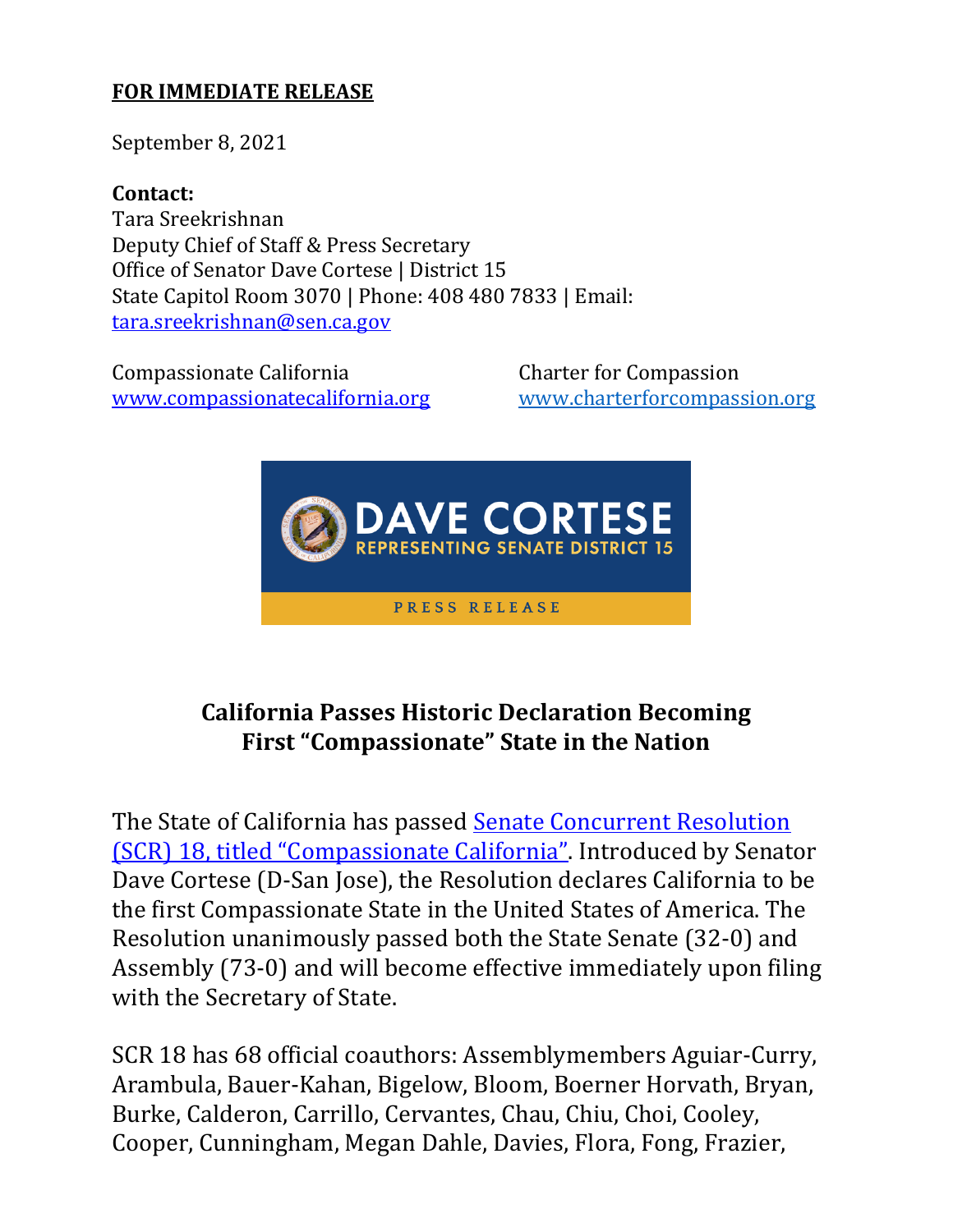**FOR IMMEDIATE RELEASE**

September 8, 2021

**Contact:**
Tara Sreekrishnan
Deputy Chief of Staff & Press Secretary
Office of Senator Dave Cortese | District 15
State Capitol Room 3070 | Phone: 408 480 7833 | Email: [tara.sreekrishnan@sen.ca.gov](mailto:tara.sreekrishnan@sen.ca.gov)

Compassionate California
[www.compassionatecalifornia.org](http://www.compassionatecalifornia.org)

Charter for Compassion
[www.charterforcompassion.org](http://www.charterforcompassion.org)

DAVE CORTESE
REPRESENTING SENATE DISTRICT 15
PRESS RELEASE

## California Passes Historic Declaration Becoming First "Compassionate" State in the Nation

The State of California has passed Senate Concurrent Resolution (SCR) 18, titled "Compassionate California". Introduced by Senator Dave Cortese (D-San Jose), the Resolution declares California to be the first Compassionate State in the United States of America. The Resolution unanimously passed both the State Senate (32-0) and Assembly (73-0) and will become effective immediately upon filing with the Secretary of State.

SCR 18 has 68 official coauthors: Assemblymembers Aguiar-Curry, Arambula, Bauer-Kahan, Bigelow, Bloom, Boerner Horvath, Bryan, Burke, Calderon, Carrillo, Cervantes, Chau, Chiu, Choi, Cooley, Cooper, Cunningham, Megan Dahle, Davies, Flora, Fong, Frazier,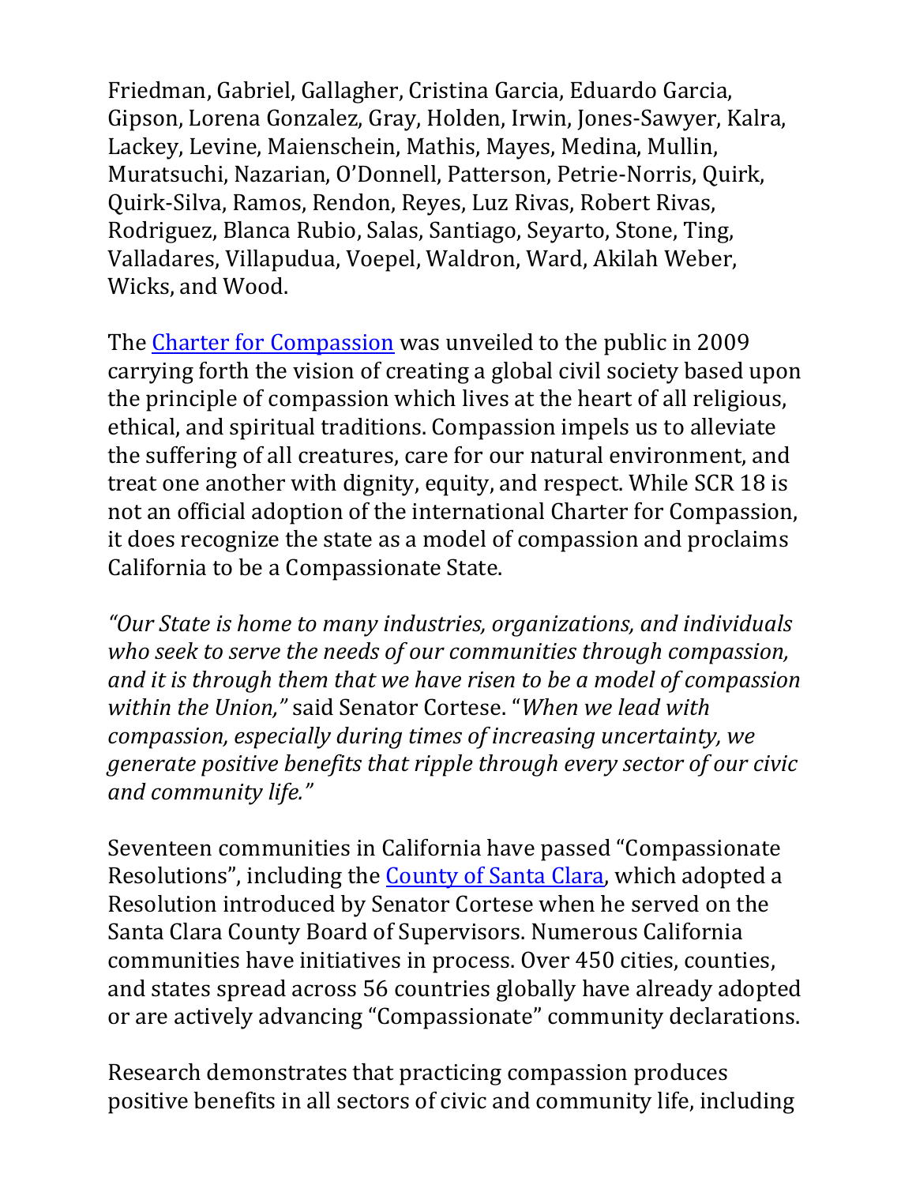Friedman, Gabriel, Gallagher, Cristina Garcia, Eduardo Garcia, Gipson, Lorena Gonzalez, Gray, Holden, Irwin, Jones-Sawyer, Kalra, Lackey, Levine, Maienschein, Mathis, Mayes, Medina, Mullin, Muratsuchi, Nazarian, O'Donnell, Patterson, Petrie-Norris, Quirk, Quirk-Silva, Ramos, Rendon, Reyes, Luz Rivas, Robert Rivas, Rodriguez, Blanca Rubio, Salas, Santiago, Seyarto, Stone, Ting, Valladares, Villapudua, Voepel, Waldron, Ward, Akilah Weber, Wicks, and Wood.

The Charter for Compassion was unveiled to the public in 2009 carrying forth the vision of creating a global civil society based upon the principle of compassion which lives at the heart of all religious, ethical, and spiritual traditions. Compassion impels us to alleviate the suffering of all creatures, care for our natural environment, and treat one another with dignity, equity, and respect. While SCR 18 is not an official adoption of the international Charter for Compassion, it does recognize the state as a model of compassion and proclaims California to be a Compassionate State.

*"Our State is home to many industries, organizations, and individuals who seek to serve the needs of our communities through compassion, and it is through them that we have risen to be a model of compassion within the Union,"* said Senator Cortese. "*When we lead with compassion, especially during times of increasing uncertainty, we generate positive benefits that ripple through every sector of our civic and community life."*

Seventeen communities in California have passed "Compassionate Resolutions", including the County of Santa Clara, which adopted a Resolution introduced by Senator Cortese when he served on the Santa Clara County Board of Supervisors. Numerous California communities have initiatives in process. Over 450 cities, counties, and states spread across 56 countries globally have already adopted or are actively advancing "Compassionate" community declarations.

Research demonstrates that practicing compassion produces positive benefits in all sectors of civic and community life, including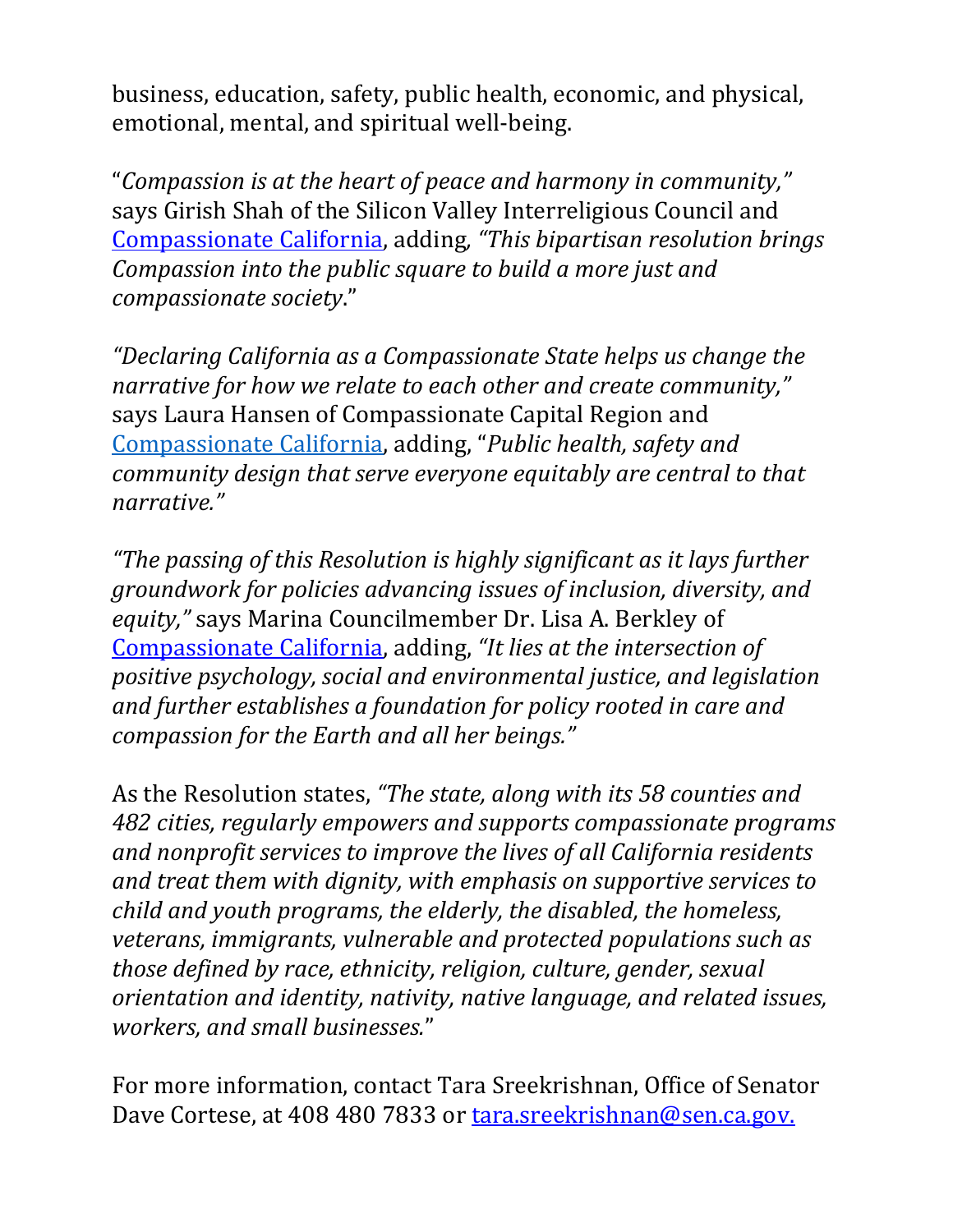business, education, safety, public health, economic, and physical, emotional, mental, and spiritual well-being.

"*Compassion is at the heart of peace and harmony in community,"* says Girish Shah of the Silicon Valley Interreligious Council and [Compassionate California](), adding, *"This bipartisan resolution brings Compassion into the public square to build a more just and compassionate society*."

*"Declaring California as a Compassionate State helps us change the narrative for how we relate to each other and create community,"* says Laura Hansen of Compassionate Capital Region and [Compassionate California](), adding, "*Public health, safety and community design that serve everyone equitably are central to that narrative."*

*"The passing of this Resolution is highly significant as it lays further groundwork for policies advancing issues of inclusion, diversity, and equity,"* says Marina Councilmember Dr. Lisa A. Berkley of [Compassionate California](), adding, *"It lies at the intersection of positive psychology, social and environmental justice, and legislation and further establishes a foundation for policy rooted in care and compassion for the Earth and all her beings."*

As the Resolution states, *"The state, along with its 58 counties and 482 cities, regularly empowers and supports compassionate programs and nonprofit services to improve the lives of all California residents and treat them with dignity, with emphasis on supportive services to child and youth programs, the elderly, the disabled, the homeless, veterans, immigrants, vulnerable and protected populations such as those defined by race, ethnicity, religion, culture, gender, sexual orientation and identity, nativity, native language, and related issues, workers, and small businesses.*"

For more information, contact Tara Sreekrishnan, Office of Senator Dave Cortese, at 408 480 7833 or [tara.sreekrishnan@sen.ca.gov.](mailto:tara.sreekrishnan@sen.ca.gov)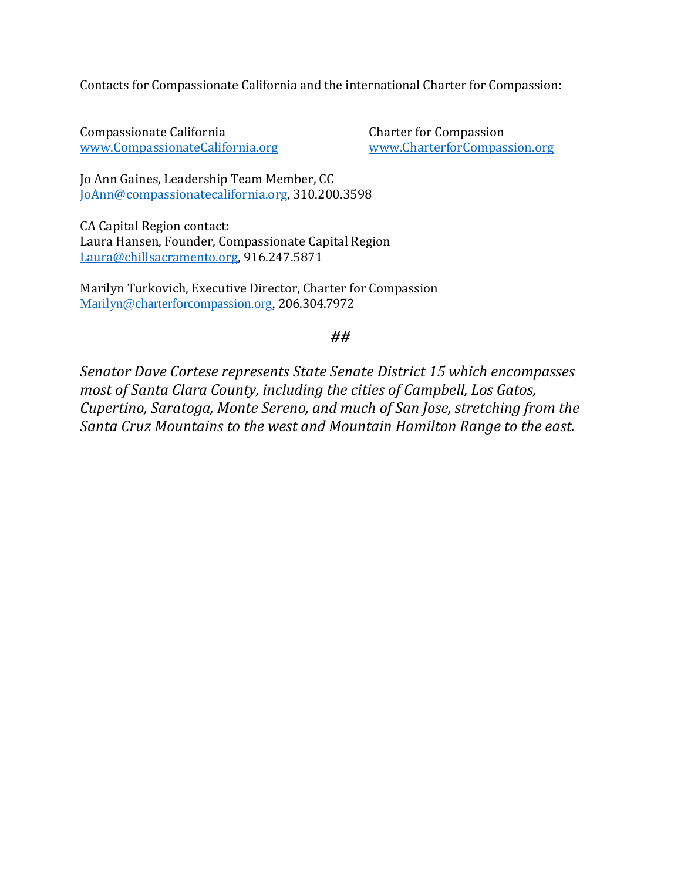Contacts for Compassionate California and the international Charter for Compassion:

Compassionate California
[www.CompassionateCalifornia.org](http://www.CompassionateCalifornia.org)

Charter for Compassion
[www.CharterforCompassion.org](http://www.CharterforCompassion.org)

Jo Ann Gaines, Leadership Team Member, CC
[JoAnn@compassionatecalifornia.org](mailto:JoAnn@compassionatecalifornia.org), 310.200.3598

CA Capital Region contact:
Laura Hansen, Founder, Compassionate Capital Region
[Laura@chillsacramento.org](mailto:Laura@chillsacramento.org), 916.247.5871

Marilyn Turkovich, Executive Director, Charter for Compassion
[Marilyn@charterforcompassion.org](mailto:Marilyn@charterforcompassion.org), 206.304.7972

*##*

*Senator Dave Cortese represents State Senate District 15 which encompasses most of Santa Clara County, including the cities of Campbell, Los Gatos, Cupertino, Saratoga, Monte Sereno, and much of San Jose, stretching from the Santa Cruz Mountains to the west and Mountain Hamilton Range to the east.*